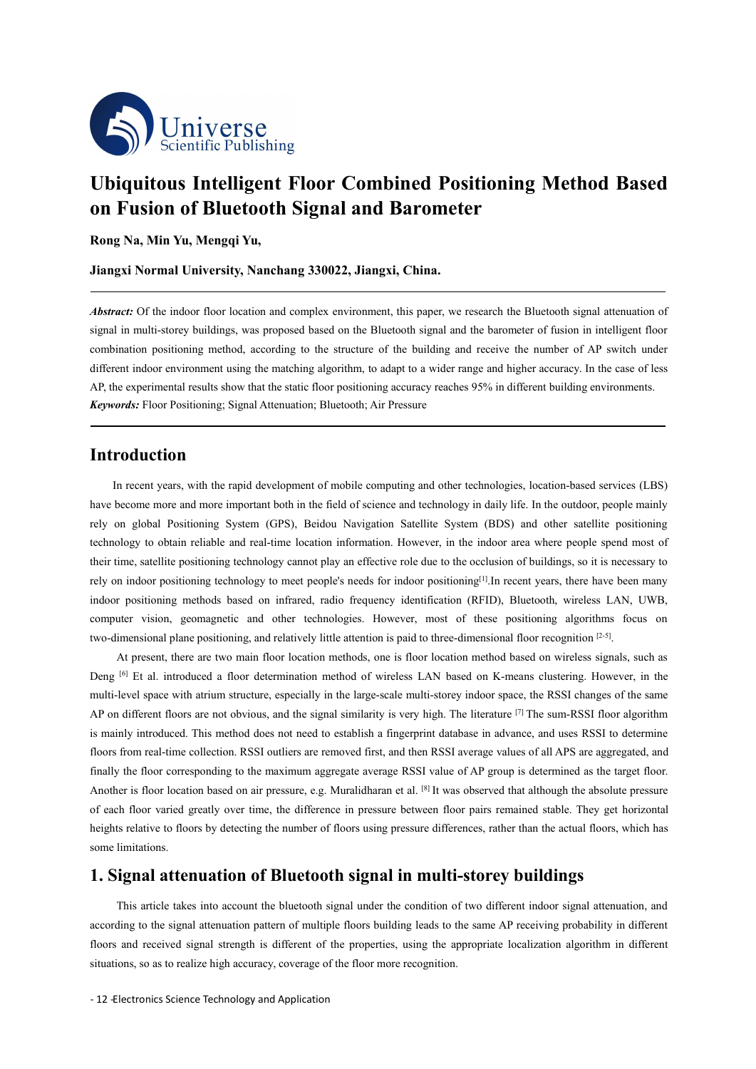# Ubiquitous Intelligent Floor Combined Positioning Method Based on Fusion of Bluetooth Signal and Barometer

**Rong Na, Min Yu, Mengqi Yu,**

**Jiangxi Normal University, Nanchang 330022, Jiangxi, China.**

***Abstract:*** Of the indoor floor location and complex environment, this paper, we research the Bluetooth signal attenuation of signal in multi-storey buildings, was proposed based on the Bluetooth signal and the barometer of fusion in intelligent floor combination positioning method, according to the structure of the building and receive the number of AP switch under different indoor environment using the matching algorithm, to adapt to a wider range and higher accuracy. In the case of less AP, the experimental results show that the static floor positioning accuracy reaches 95% in different building environments.

***Keywords:*** Floor Positioning; Signal Attenuation; Bluetooth; Air Pressure

## Introduction

In recent years, with the rapid development of mobile computing and other technologies, location-based services (LBS) have become more and more important both in the field of science and technology in daily life. In the outdoor, people mainly rely on global Positioning System (GPS), Beidou Navigation Satellite System (BDS) and other satellite positioning technology to obtain reliable and real-time location information. However, in the indoor area where people spend most of their time, satellite positioning technology cannot play an effective role due to the occlusion of buildings, so it is necessary to rely on indoor positioning technology to meet people's needs for indoor positioning[1].In recent years, there have been many indoor positioning methods based on infrared, radio frequency identification (RFID), Bluetooth, wireless LAN, UWB, computer vision, geomagnetic and other technologies. However, most of these positioning algorithms focus on two-dimensional plane positioning, and relatively little attention is paid to three-dimensional floor recognition [2-5].

At present, there are two main floor location methods, one is floor location method based on wireless signals, such as Deng [6] Et al. introduced a floor determination method of wireless LAN based on K-means clustering. However, in the multi-level space with atrium structure, especially in the large-scale multi-storey indoor space, the RSSI changes of the same AP on different floors are not obvious, and the signal similarity is very high. The literature [7] The sum-RSSI floor algorithm is mainly introduced. This method does not need to establish a fingerprint database in advance, and uses RSSI to determine floors from real-time collection. RSSI outliers are removed first, and then RSSI average values of all APS are aggregated, and finally the floor corresponding to the maximum aggregate average RSSI value of AP group is determined as the target floor. Another is floor location based on air pressure, e.g. Muralidharan et al. [8] It was observed that although the absolute pressure of each floor varied greatly over time, the difference in pressure between floor pairs remained stable. They get horizontal heights relative to floors by detecting the number of floors using pressure differences, rather than the actual floors, which has some limitations.

## 1. Signal attenuation of Bluetooth signal in multi-storey buildings

This article takes into account the bluetooth signal under the condition of two different indoor signal attenuation, and according to the signal attenuation pattern of multiple floors building leads to the same AP receiving probability in different floors and received signal strength is different of the properties, using the appropriate localization algorithm in different situations, so as to realize high accuracy, coverage of the floor more recognition.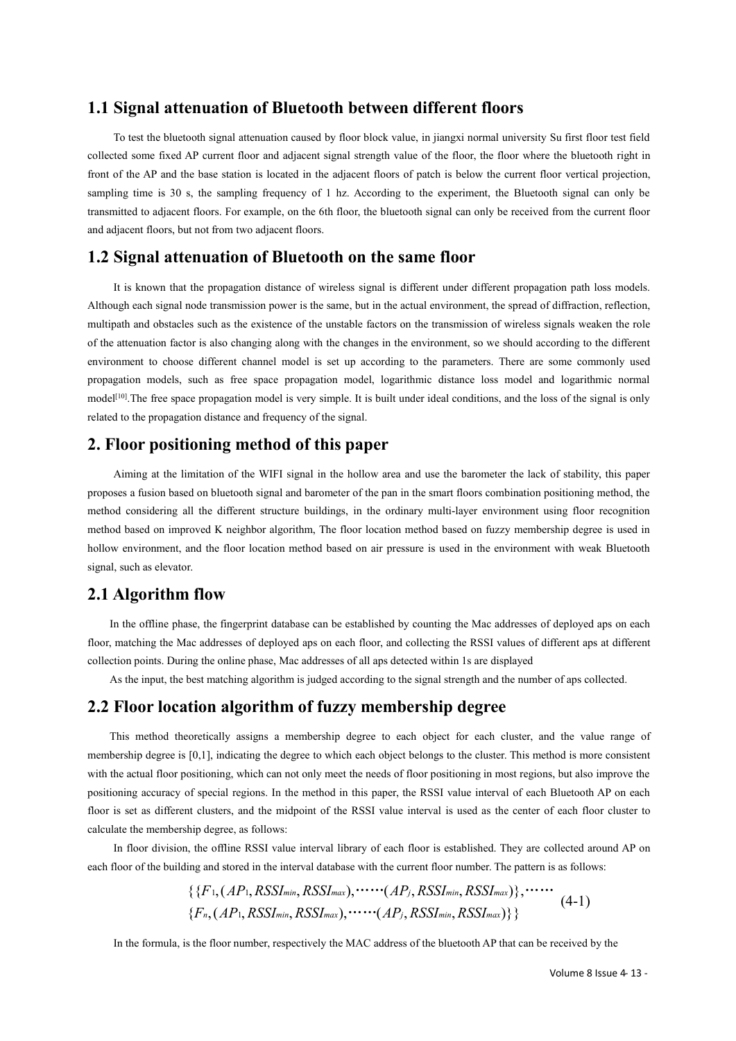## 1.1 Signal attenuation of Bluetooth between different floors

To test the bluetooth signal attenuation caused by floor block value, in jiangxi normal university Su first floor test field collected some fixed AP current floor and adjacent signal strength value of the floor, the floor where the bluetooth right in front of the AP and the base station is located in the adjacent floors of patch is below the current floor vertical projection, sampling time is 30 s, the sampling frequency of 1 hz. According to the experiment, the Bluetooth signal can only be transmitted to adjacent floors. For example, on the 6th floor, the bluetooth signal can only be received from the current floor and adjacent floors, but not from two adjacent floors.

## 1.2 Signal attenuation of Bluetooth on the same floor

It is known that the propagation distance of wireless signal is different under different propagation path loss models. Although each signal node transmission power is the same, but in the actual environment, the spread of diffraction, reflection, multipath and obstacles such as the existence of the unstable factors on the transmission of wireless signals weaken the role of the attenuation factor is also changing along with the changes in the environment, so we should according to the different environment to choose different channel model is set up according to the parameters. There are some commonly used propagation models, such as free space propagation model, logarithmic distance loss model and logarithmic normal model[10].The free space propagation model is very simple. It is built under ideal conditions, and the loss of the signal is only related to the propagation distance and frequency of the signal.

## 2. Floor positioning method of this paper

Aiming at the limitation of the WIFI signal in the hollow area and use the barometer the lack of stability, this paper proposes a fusion based on bluetooth signal and barometer of the pan in the smart floors combination positioning method, the method considering all the different structure buildings, in the ordinary multi-layer environment using floor recognition method based on improved K neighbor algorithm, The floor location method based on fuzzy membership degree is used in hollow environment, and the floor location method based on air pressure is used in the environment with weak Bluetooth signal, such as elevator.

## 2.1 Algorithm flow

In the offline phase, the fingerprint database can be established by counting the Mac addresses of deployed aps on each floor, matching the Mac addresses of deployed aps on each floor, and collecting the RSSI values of different aps at different collection points. During the online phase, Mac addresses of all aps detected within 1s are displayed

As the input, the best matching algorithm is judged according to the signal strength and the number of aps collected.

## 2.2 Floor location algorithm of fuzzy membership degree

This method theoretically assigns a membership degree to each object for each cluster, and the value range of membership degree is [0,1], indicating the degree to which each object belongs to the cluster. This method is more consistent with the actual floor positioning, which can not only meet the needs of floor positioning in most regions, but also improve the positioning accuracy of special regions. In the method in this paper, the RSSI value interval of each Bluetooth AP on each floor is set as different clusters, and the midpoint of the RSSI value interval is used as the center of each floor cluster to calculate the membership degree, as follows:

In floor division, the offline RSSI value interval library of each floor is established. They are collected around AP on each floor of the building and stored in the interval database with the current floor number. The pattern is as follows:

$$\begin{aligned}&\{\{F_1,(AP_1,RSSI_{min},RSSI_{max}),\cdots\cdots(AP_j,RSSI_{min},RSSI_{max})\},\cdots\cdots\\&\{F_n,(AP_1,RSSI_{min},RSSI_{max}),\cdots\cdots(AP_j,RSSI_{min},RSSI_{max})\}\}\end{aligned} \tag{4-1}$$

In the formula, is the floor number, respectively the MAC address of the bluetooth AP that can be received by the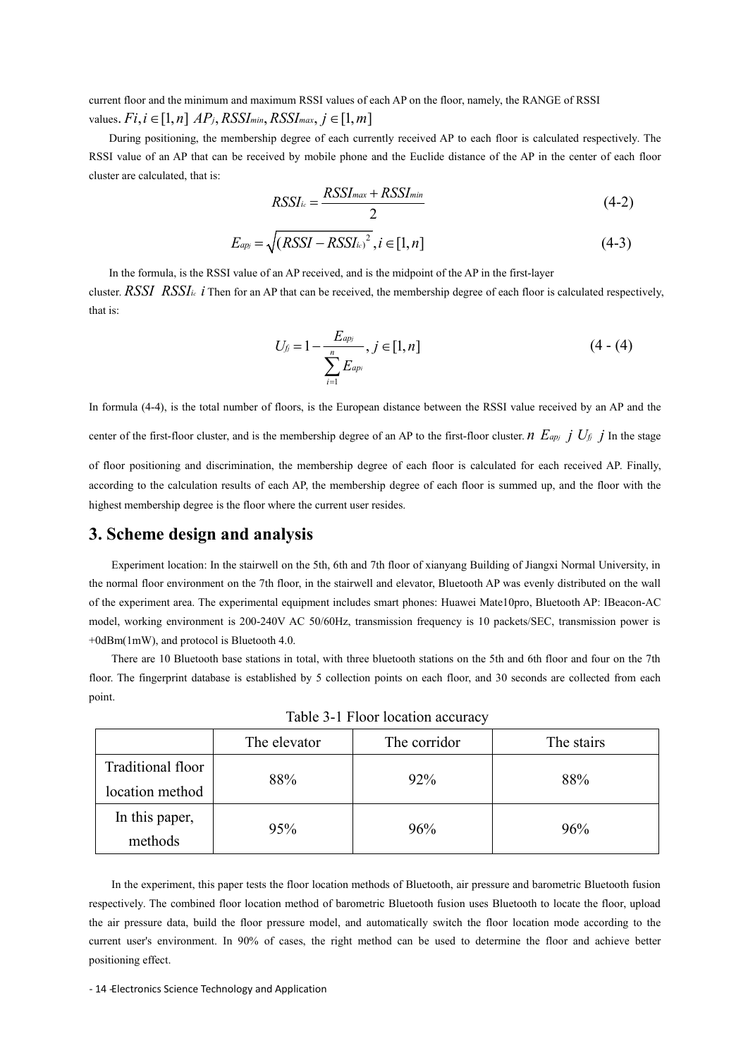current floor and the minimum and maximum RSSI values of each AP on the floor, namely, the RANGE of RSSI values. $Fi, i \in [1,n]$ $AP_j, RSSI_{min}, RSSI_{max}, j \in [1,m]$

During positioning, the membership degree of each currently received AP to each floor is calculated respectively. The RSSI value of an AP that can be received by mobile phone and the Euclide distance of the AP in the center of each floor cluster are calculated, that is:

$$RSSI_{ic} = \frac{RSSI_{max} + RSSI_{min}}{2} \tag{4-2}$$

$$E_{apj} = \sqrt{(RSSI - RSSI_{ic})^2}, i \in [1,n] \tag{4-3}$$

In the formula, is the RSSI value of an AP received, and is the midpoint of the AP in the first-layer cluster. $RSSI$ $RSSI_{ic}$ $i$ Then for an AP that can be received, the membership degree of each floor is calculated respectively, that is:

$$U_{fj} = 1 - \frac{E_{apj}}{\sum_{i=1}^{n} E_{api}}, j \in [1,n] \tag{4 - (4)}$$

In formula (4-4), is the total number of floors, is the European distance between the RSSI value received by an AP and the center of the first-floor cluster, and is the membership degree of an AP to the first-floor cluster. $n$ $E_{apj}$ $j$ $U_{fj}$ $j$ In the stage of floor positioning and discrimination, the membership degree of each floor is calculated for each received AP. Finally, according to the calculation results of each AP, the membership degree of each floor is summed up, and the floor with the highest membership degree is the floor where the current user resides.

## 3. Scheme design and analysis

Experiment location: In the stairwell on the 5th, 6th and 7th floor of xianyang Building of Jiangxi Normal University, in the normal floor environment on the 7th floor, in the stairwell and elevator, Bluetooth AP was evenly distributed on the wall of the experiment area. The experimental equipment includes smart phones: Huawei Mate10pro, Bluetooth AP: IBeacon-AC model, working environment is 200-240V AC 50/60Hz, transmission frequency is 10 packets/SEC, transmission power is +0dBm(1mW), and protocol is Bluetooth 4.0.

There are 10 Bluetooth base stations in total, with three bluetooth stations on the 5th and 6th floor and four on the 7th floor. The fingerprint database is established by 5 collection points on each floor, and 30 seconds are collected from each point.

Table 3-1 Floor location accuracy

| | The elevator | The corridor | The stairs |
|---|---|---|---|
| Traditional floor location method | 88% | 92% | 88% |
| In this paper, methods | 95% | 96% | 96% |

In the experiment, this paper tests the floor location methods of Bluetooth, air pressure and barometric Bluetooth fusion respectively. The combined floor location method of barometric Bluetooth fusion uses Bluetooth to locate the floor, upload the air pressure data, build the floor pressure model, and automatically switch the floor location mode according to the current user's environment. In 90% of cases, the right method can be used to determine the floor and achieve better positioning effect.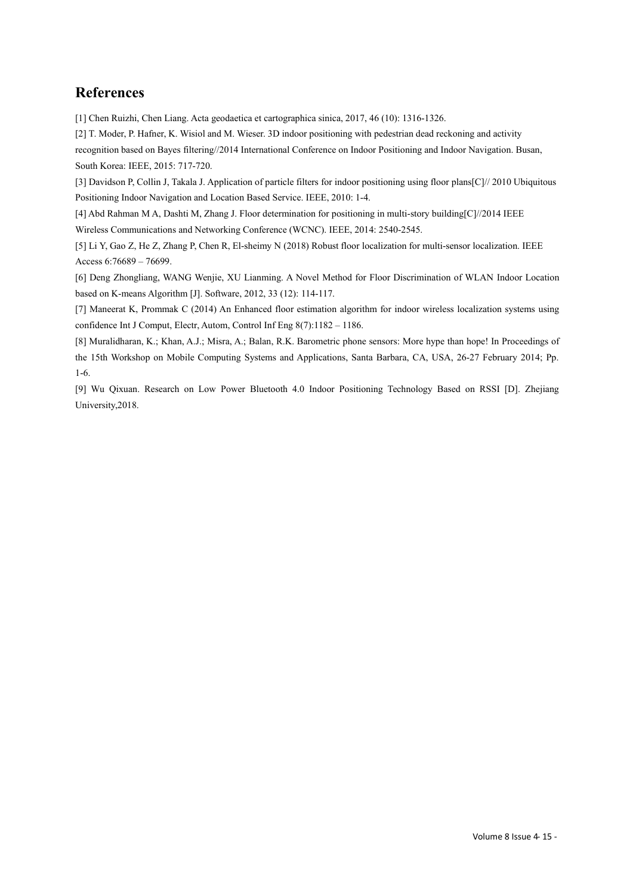## References

[1] Chen Ruizhi, Chen Liang. Acta geodaetica et cartographica sinica, 2017, 46 (10): 1316-1326.

[2] T. Moder, P. Hafner, K. Wisiol and M. Wieser. 3D indoor positioning with pedestrian dead reckoning and activity recognition based on Bayes filtering//2014 International Conference on Indoor Positioning and Indoor Navigation. Busan, South Korea: IEEE, 2015: 717-720.

[3] Davidson P, Collin J, Takala J. Application of particle filters for indoor positioning using floor plans[C]// 2010 Ubiquitous Positioning Indoor Navigation and Location Based Service. IEEE, 2010: 1-4.

[4] Abd Rahman M A, Dashti M, Zhang J. Floor determination for positioning in multi-story building[C]//2014 IEEE Wireless Communications and Networking Conference (WCNC). IEEE, 2014: 2540-2545.

[5] Li Y, Gao Z, He Z, Zhang P, Chen R, El-sheimy N (2018) Robust floor localization for multi-sensor localization. IEEE Access 6:76689 – 76699.

[6] Deng Zhongliang, WANG Wenjie, XU Lianming. A Novel Method for Floor Discrimination of WLAN Indoor Location based on K-means Algorithm [J]. Software, 2012, 33 (12): 114-117.

[7] Maneerat K, Prommak C (2014) An Enhanced floor estimation algorithm for indoor wireless localization systems using confidence Int J Comput, Electr, Autom, Control Inf Eng 8(7):1182 – 1186.

[8] Muralidharan, K.; Khan, A.J.; Misra, A.; Balan, R.K. Barometric phone sensors: More hype than hope! In Proceedings of the 15th Workshop on Mobile Computing Systems and Applications, Santa Barbara, CA, USA, 26-27 February 2014; Pp. 1-6.

[9] Wu Qixuan. Research on Low Power Bluetooth 4.0 Indoor Positioning Technology Based on RSSI [D]. Zhejiang University,2018.